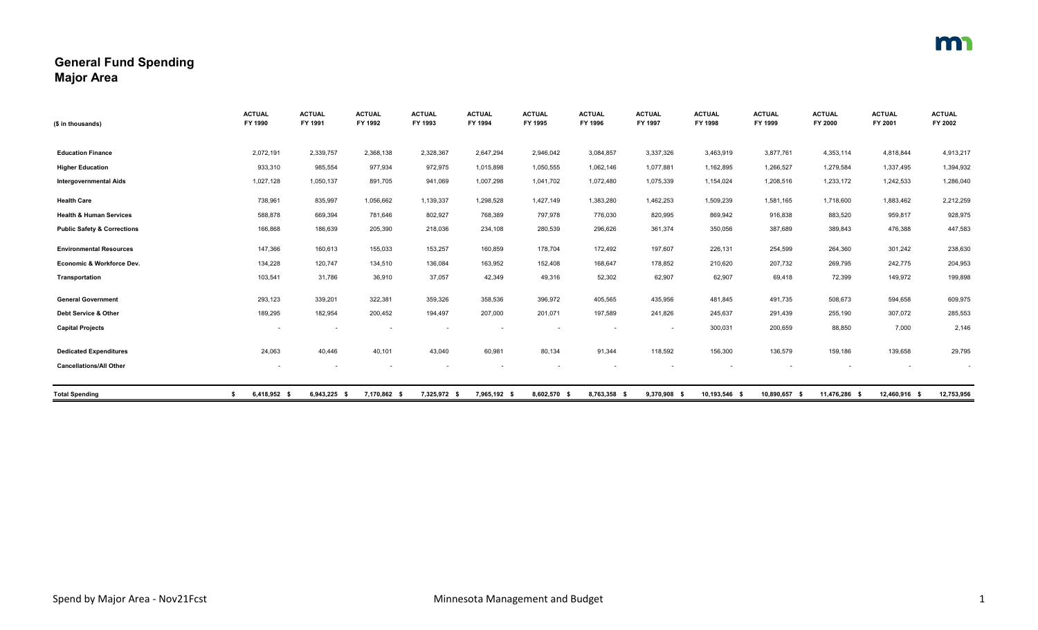## General Fund Spending
## Major Area

| ($ in thousands) | ACTUAL FY 1990 | ACTUAL FY 1991 | ACTUAL FY 1992 | ACTUAL FY 1993 | ACTUAL FY 1994 | ACTUAL FY 1995 | ACTUAL FY 1996 | ACTUAL FY 1997 | ACTUAL FY 1998 | ACTUAL FY 1999 | ACTUAL FY 2000 | ACTUAL FY 2001 | ACTUAL FY 2002 |
|---|---|---|---|---|---|---|---|---|---|---|---|---|---|
| **Education Finance** | 2,072,191 | 2,339,757 | 2,368,138 | 2,328,367 | 2,647,294 | 2,946,042 | 3,084,857 | 3,337,326 | 3,463,919 | 3,877,761 | 4,353,114 | 4,818,844 | 4,913,217 |
| **Higher Education** | 933,310 | 985,554 | 977,934 | 972,975 | 1,015,898 | 1,050,555 | 1,062,146 | 1,077,881 | 1,162,895 | 1,266,527 | 1,279,584 | 1,337,495 | 1,394,932 |
| **Intergovernmental Aids** | 1,027,128 | 1,050,137 | 891,705 | 941,069 | 1,007,298 | 1,041,702 | 1,072,480 | 1,075,339 | 1,154,024 | 1,208,516 | 1,233,172 | 1,242,533 | 1,286,040 |
| **Health Care** | 738,961 | 835,997 | 1,056,662 | 1,139,337 | 1,298,528 | 1,427,149 | 1,383,280 | 1,462,253 | 1,509,239 | 1,581,165 | 1,718,600 | 1,883,462 | 2,212,259 |
| **Health & Human Services** | 588,878 | 669,394 | 781,646 | 802,927 | 768,389 | 797,978 | 776,030 | 820,995 | 869,942 | 916,838 | 883,520 | 959,817 | 928,975 |
| **Public Safety & Corrections** | 166,868 | 186,639 | 205,390 | 218,036 | 234,108 | 280,539 | 296,626 | 361,374 | 350,056 | 387,689 | 389,843 | 476,388 | 447,583 |
| **Environmental Resources** | 147,366 | 160,613 | 155,033 | 153,257 | 160,859 | 178,704 | 172,492 | 197,607 | 226,131 | 254,599 | 264,360 | 301,242 | 238,630 |
| **Economic & Workforce Dev.** | 134,228 | 120,747 | 134,510 | 136,084 | 163,952 | 152,408 | 168,647 | 178,852 | 210,620 | 207,732 | 269,795 | 242,775 | 204,953 |
| **Transportation** | 103,541 | 31,786 | 36,910 | 37,057 | 42,349 | 49,316 | 52,302 | 62,907 | 62,907 | 69,418 | 72,399 | 149,972 | 199,898 |
| **General Government** | 293,123 | 339,201 | 322,381 | 359,326 | 358,536 | 396,972 | 405,565 | 435,956 | 481,845 | 491,735 | 508,673 | 594,658 | 609,975 |
| **Debt Service & Other** | 189,295 | 182,954 | 200,452 | 194,497 | 207,000 | 201,071 | 197,589 | 241,826 | 245,637 | 291,439 | 255,190 | 307,072 | 285,553 |
| **Capital Projects** | - | - | - | - | - | - | - | - | 300,031 | 200,659 | 88,850 | 7,000 | 2,146 |
| **Dedicated Expenditures** | 24,063 | 40,446 | 40,101 | 43,040 | 60,981 | 80,134 | 91,344 | 118,592 | 156,300 | 136,579 | 159,186 | 139,658 | 29,795 |
| **Cancellations/All Other** | - | - | - | - | - | - | - | - | - | - | - | - | - |
| **Total Spending** | $ 6,418,952 | $ 6,943,225 | $ 7,170,862 | $ 7,325,972 | $ 7,965,192 | $ 8,602,570 | $ 8,763,358 | $ 9,370,908 | $ 10,193,546 | $ 10,890,657 | $ 11,476,286 | $ 12,460,916 | $ 12,753,956 |

Spend by Major Area - Nov21Fcst

Minnesota Management and Budget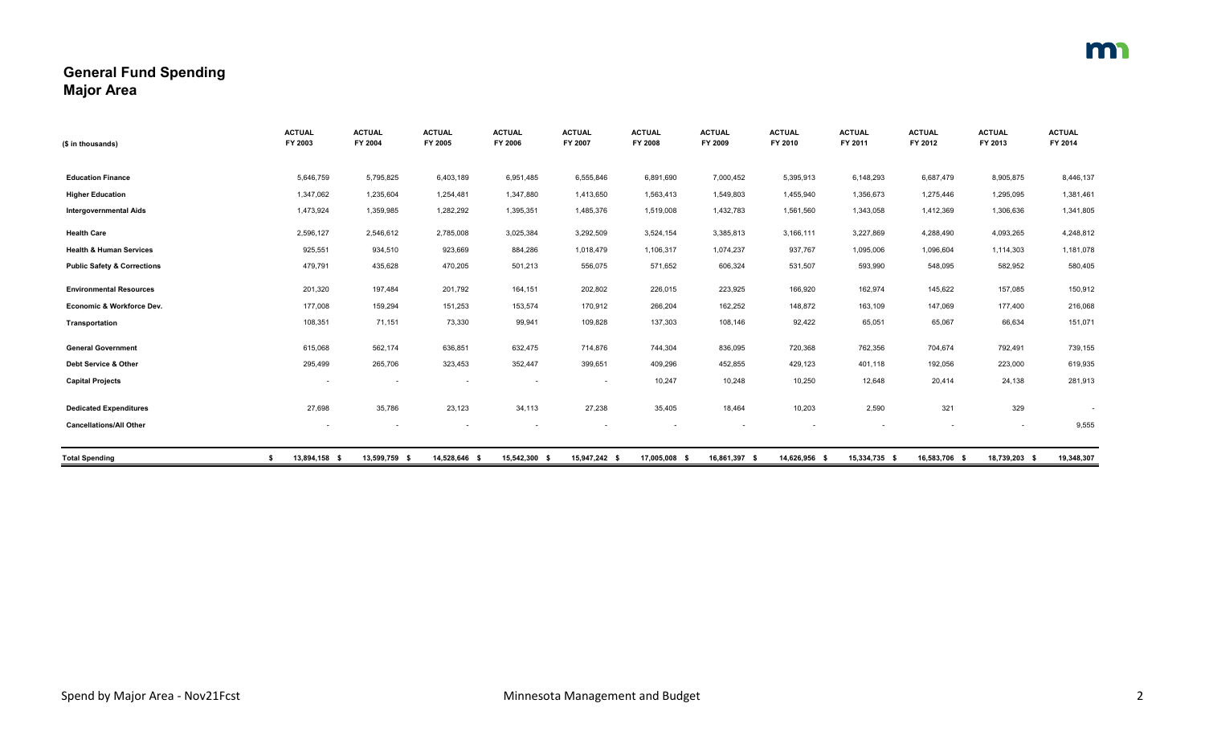# General Fund Spending
## Major Area

| ($ in thousands) | ACTUAL FY 2003 | ACTUAL FY 2004 | ACTUAL FY 2005 | ACTUAL FY 2006 | ACTUAL FY 2007 | ACTUAL FY 2008 | ACTUAL FY 2009 | ACTUAL FY 2010 | ACTUAL FY 2011 | ACTUAL FY 2012 | ACTUAL FY 2013 | ACTUAL FY 2014 |
|---|---|---|---|---|---|---|---|---|---|---|---|---|
| **Education Finance** | 5,646,759 | 5,795,825 | 6,403,189 | 6,951,485 | 6,555,846 | 6,891,690 | 7,000,452 | 5,395,913 | 6,148,293 | 6,687,479 | 8,905,875 | 8,446,137 |
| **Higher Education** | 1,347,062 | 1,235,604 | 1,254,481 | 1,347,880 | 1,413,650 | 1,563,413 | 1,549,803 | 1,455,940 | 1,356,673 | 1,275,446 | 1,295,095 | 1,381,461 |
| **Intergovernmental Aids** | 1,473,924 | 1,359,985 | 1,282,292 | 1,395,351 | 1,485,376 | 1,519,008 | 1,432,783 | 1,561,560 | 1,343,058 | 1,412,369 | 1,306,636 | 1,341,805 |
| **Health Care** | 2,596,127 | 2,546,612 | 2,785,008 | 3,025,384 | 3,292,509 | 3,524,154 | 3,385,813 | 3,166,111 | 3,227,869 | 4,288,490 | 4,093,265 | 4,248,812 |
| **Health & Human Services** | 925,551 | 934,510 | 923,669 | 884,286 | 1,018,479 | 1,106,317 | 1,074,237 | 937,767 | 1,095,006 | 1,096,604 | 1,114,303 | 1,181,078 |
| **Public Safety & Corrections** | 479,791 | 435,628 | 470,205 | 501,213 | 556,075 | 571,652 | 606,324 | 531,507 | 593,990 | 548,095 | 582,952 | 580,405 |
| **Environmental Resources** | 201,320 | 197,484 | 201,792 | 164,151 | 202,802 | 226,015 | 223,925 | 166,920 | 162,974 | 145,622 | 157,085 | 150,912 |
| **Economic & Workforce Dev.** | 177,008 | 159,294 | 151,253 | 153,574 | 170,912 | 266,204 | 162,252 | 148,872 | 163,109 | 147,069 | 177,400 | 216,068 |
| **Transportation** | 108,351 | 71,151 | 73,330 | 99,941 | 109,828 | 137,303 | 108,146 | 92,422 | 65,051 | 65,067 | 66,634 | 151,071 |
| **General Government** | 615,068 | 562,174 | 636,851 | 632,475 | 714,876 | 744,304 | 836,095 | 720,368 | 762,356 | 704,674 | 792,491 | 739,155 |
| **Debt Service & Other** | 295,499 | 265,706 | 323,453 | 352,447 | 399,651 | 409,296 | 452,855 | 429,123 | 401,118 | 192,056 | 223,000 | 619,935 |
| **Capital Projects** | - | - | - | - | - | 10,247 | 10,248 | 10,250 | 12,648 | 20,414 | 24,138 | 281,913 |
| **Dedicated Expenditures** | 27,698 | 35,786 | 23,123 | 34,113 | 27,238 | 35,405 | 18,464 | 10,203 | 2,590 | 321 | 329 | - |
| **Cancellations/All Other** | - | - | - | - | - | - | - | - | - | - | - | 9,555 |
| **Total Spending** | $ 13,894,158 | $ 13,599,759 | $ 14,528,646 | $ 15,542,300 | $ 15,947,242 | $ 17,005,008 | $ 16,861,397 | $ 14,626,956 | $ 15,334,735 | $ 16,583,706 | $ 18,739,203 | $ 19,348,307 |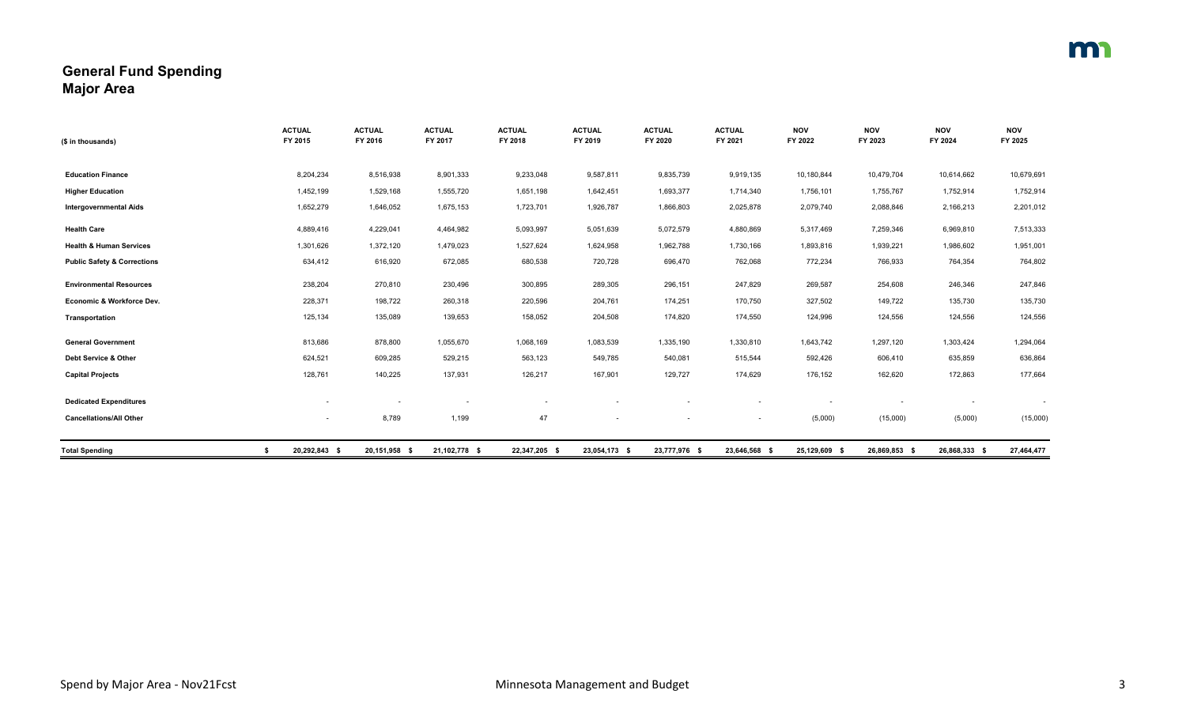## General Fund Spending
## Major Area

| ($ in thousands) | ACTUAL FY 2015 | ACTUAL FY 2016 | ACTUAL FY 2017 | ACTUAL FY 2018 | ACTUAL FY 2019 | ACTUAL FY 2020 | ACTUAL FY 2021 | NOV FY 2022 | NOV FY 2023 | NOV FY 2024 | NOV FY 2025 |
|---|---|---|---|---|---|---|---|---|---|---|---|
| **Education Finance** | 8,204,234 | 8,516,938 | 8,901,333 | 9,233,048 | 9,587,811 | 9,835,739 | 9,919,135 | 10,180,844 | 10,479,704 | 10,614,662 | 10,679,691 |
| **Higher Education** | 1,452,199 | 1,529,168 | 1,555,720 | 1,651,198 | 1,642,451 | 1,693,377 | 1,714,340 | 1,756,101 | 1,755,767 | 1,752,914 | 1,752,914 |
| **Intergovernmental Aids** | 1,652,279 | 1,646,052 | 1,675,153 | 1,723,701 | 1,926,787 | 1,866,803 | 2,025,878 | 2,079,740 | 2,088,846 | 2,166,213 | 2,201,012 |
| **Health Care** | 4,889,416 | 4,229,041 | 4,464,982 | 5,093,997 | 5,051,639 | 5,072,579 | 4,880,869 | 5,317,469 | 7,259,346 | 6,969,810 | 7,513,333 |
| **Health & Human Services** | 1,301,626 | 1,372,120 | 1,479,023 | 1,527,624 | 1,624,958 | 1,962,788 | 1,730,166 | 1,893,816 | 1,939,221 | 1,986,602 | 1,951,001 |
| **Public Safety & Corrections** | 634,412 | 616,920 | 672,085 | 680,538 | 720,728 | 696,470 | 762,068 | 772,234 | 766,933 | 764,354 | 764,802 |
| **Environmental Resources** | 238,204 | 270,810 | 230,496 | 300,895 | 289,305 | 296,151 | 247,829 | 269,587 | 254,608 | 246,346 | 247,846 |
| **Economic & Workforce Dev.** | 228,371 | 198,722 | 260,318 | 220,596 | 204,761 | 174,251 | 170,750 | 327,502 | 149,722 | 135,730 | 135,730 |
| **Transportation** | 125,134 | 135,089 | 139,653 | 158,052 | 204,508 | 174,820 | 174,550 | 124,996 | 124,556 | 124,556 | 124,556 |
| **General Government** | 813,686 | 878,800 | 1,055,670 | 1,068,169 | 1,083,539 | 1,335,190 | 1,330,810 | 1,643,742 | 1,297,120 | 1,303,424 | 1,294,064 |
| **Debt Service & Other** | 624,521 | 609,285 | 529,215 | 563,123 | 549,785 | 540,081 | 515,544 | 592,426 | 606,410 | 635,859 | 636,864 |
| **Capital Projects** | 128,761 | 140,225 | 137,931 | 126,217 | 167,901 | 129,727 | 174,629 | 176,152 | 162,620 | 172,863 | 177,664 |
| **Dedicated Expenditures** | - | - | - | - | - | - | - | - | - | - | - |
| **Cancellations/All Other** | - | 8,789 | 1,199 | 47 | - | - | - | (5,000) | (15,000) | (5,000) | (15,000) |
| **Total Spending** | $ 20,292,843 | $ 20,151,958 | $ 21,102,778 | $ 22,347,205 | $ 23,054,173 | $ 23,777,976 | $ 23,646,568 | $ 25,129,609 | $ 26,869,853 | $ 26,868,333 | $ 27,464,477 |

Spend by Major Area - Nov21Fcst

Minnesota Management and Budget